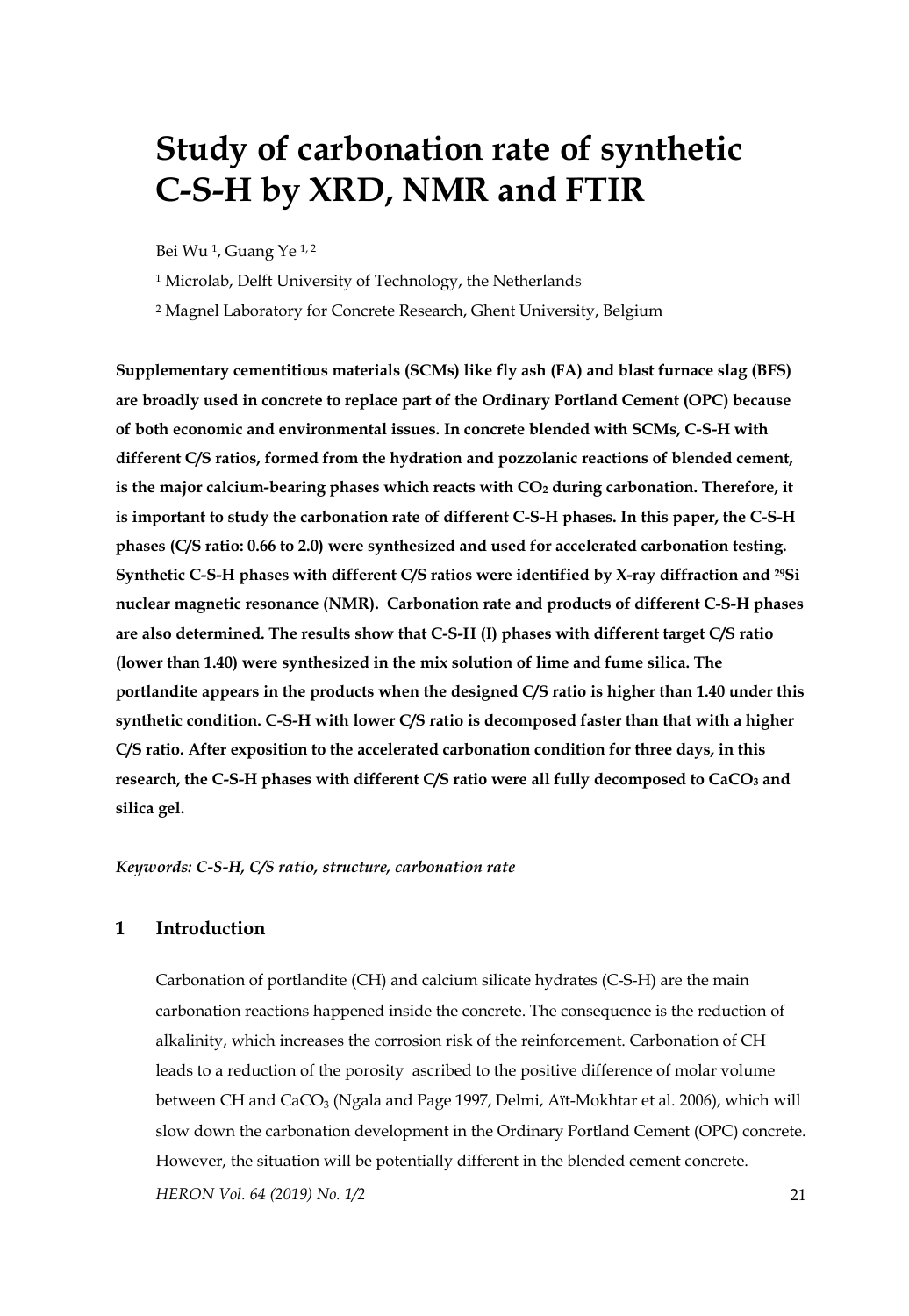# Study of carbonation rate of synthetic C-S-H by XRD, NMR and FTIR

Bei Wu [1], Guang Ye [1, 2]

[1] Microlab, Delft University of Technology, the Netherlands

[2] Magnel Laboratory for Concrete Research, Ghent University, Belgium

**Supplementary cementitious materials (SCMs) like fly ash (FA) and blast furnace slag (BFS) are broadly used in concrete to replace part of the Ordinary Portland Cement (OPC) because of both economic and environmental issues. In concrete blended with SCMs, C-S-H with different C/S ratios, formed from the hydration and pozzolanic reactions of blended cement, is the major calcium-bearing phases which reacts with $CO_2$ during carbonation. Therefore, it is important to study the carbonation rate of different C-S-H phases. In this paper, the C-S-H phases (C/S ratio: 0.66 to 2.0) were synthesized and used for accelerated carbonation testing. Synthetic C-S-H phases with different C/S ratios were identified by X-ray diffraction and $^{29}$Si nuclear magnetic resonance (NMR). Carbonation rate and products of different C-S-H phases are also determined. The results show that C-S-H (I) phases with different target C/S ratio (lower than 1.40) were synthesized in the mix solution of lime and fume silica. The portlandite appears in the products when the designed C/S ratio is higher than 1.40 under this synthetic condition. C-S-H with lower C/S ratio is decomposed faster than that with a higher C/S ratio. After exposition to the accelerated carbonation condition for three days, in this research, the C-S-H phases with different C/S ratio were all fully decomposed to $CaCO_3$ and silica gel.**

***Keywords: C-S-H, C/S ratio, structure, carbonation rate***

## 1 Introduction

Carbonation of portlandite (CH) and calcium silicate hydrates (C-S-H) are the main carbonation reactions happened inside the concrete. The consequence is the reduction of alkalinity, which increases the corrosion risk of the reinforcement. Carbonation of CH leads to a reduction of the porosity ascribed to the positive difference of molar volume between CH and $CaCO_3$ (Ngala and Page 1997, Delmi, Aït-Mokhtar et al. 2006), which will slow down the carbonation development in the Ordinary Portland Cement (OPC) concrete. However, the situation will be potentially different in the blended cement concrete.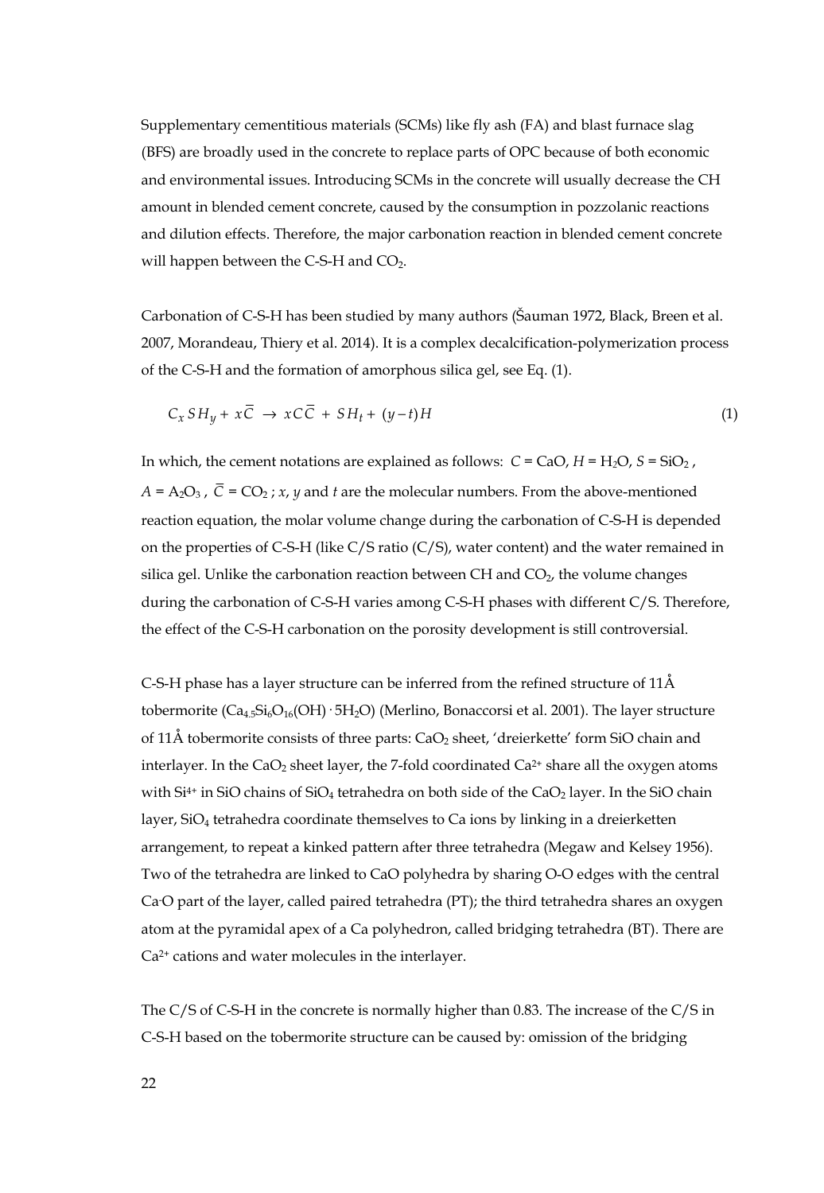Supplementary cementitious materials (SCMs) like fly ash (FA) and blast furnace slag (BFS) are broadly used in the concrete to replace parts of OPC because of both economic and environmental issues. Introducing SCMs in the concrete will usually decrease the CH amount in blended cement concrete, caused by the consumption in pozzolanic reactions and dilution effects. Therefore, the major carbonation reaction in blended cement concrete will happen between the C-S-H and $CO_2$.

Carbonation of C-S-H has been studied by many authors (Šauman 1972, Black, Breen et al. 2007, Morandeau, Thiery et al. 2014). It is a complex decalcification-polymerization process of the C-S-H and the formation of amorphous silica gel, see Eq. (1).

$$C_x SH_y + x\overline{C} \rightarrow xC\overline{C} + SH_t + (y-t)H \tag{1}$$

In which, the cement notations are explained as follows: $C = CaO$, $H = H_2O$, $S = SiO_2$, $A = A_2O_3$, $\overline{C} = CO_2$; $x$, $y$ and $t$ are the molecular numbers. From the above-mentioned reaction equation, the molar volume change during the carbonation of C-S-H is depended on the properties of C-S-H (like C/S ratio (C/S), water content) and the water remained in silica gel. Unlike the carbonation reaction between CH and $CO_2$, the volume changes during the carbonation of C-S-H varies among C-S-H phases with different C/S. Therefore, the effect of the C-S-H carbonation on the porosity development is still controversial.

C-S-H phase has a layer structure can be inferred from the refined structure of 11Å tobermorite ($Ca_{4.5}Si_6O_{16}(OH) \cdot 5H_2O$) (Merlino, Bonaccorsi et al. 2001). The layer structure of 11Å tobermorite consists of three parts: $CaO_2$ sheet, 'dreierkette' form SiO chain and interlayer. In the $CaO_2$ sheet layer, the 7-fold coordinated $Ca^{2+}$ share all the oxygen atoms with $Si^{4+}$ in SiO chains of $SiO_4$ tetrahedra on both side of the $CaO_2$ layer. In the SiO chain layer, $SiO_4$ tetrahedra coordinate themselves to Ca ions by linking in a dreierketten arrangement, to repeat a kinked pattern after three tetrahedra (Megaw and Kelsey 1956). Two of the tetrahedra are linked to CaO polyhedra by sharing O-O edges with the central Ca-O part of the layer, called paired tetrahedra (PT); the third tetrahedra shares an oxygen atom at the pyramidal apex of a Ca polyhedron, called bridging tetrahedra (BT). There are $Ca^{2+}$ cations and water molecules in the interlayer.

The C/S of C-S-H in the concrete is normally higher than 0.83. The increase of the C/S in C-S-H based on the tobermorite structure can be caused by: omission of the bridging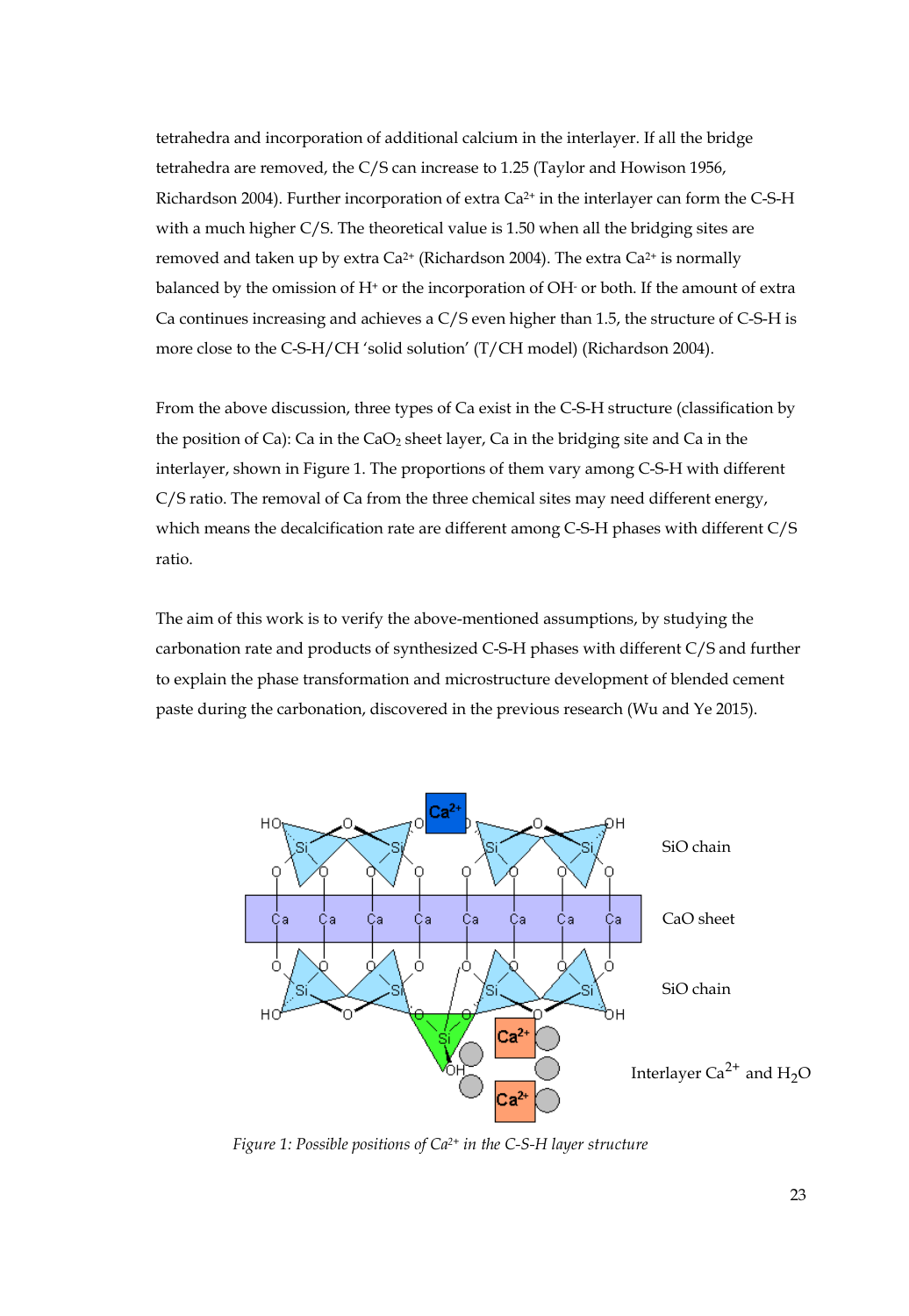tetrahedra and incorporation of additional calcium in the interlayer. If all the bridge tetrahedra are removed, the C/S can increase to 1.25 (Taylor and Howison 1956, Richardson 2004). Further incorporation of extra $Ca^{2+}$ in the interlayer can form the C-S-H with a much higher C/S. The theoretical value is 1.50 when all the bridging sites are removed and taken up by extra $Ca^{2+}$ (Richardson 2004). The extra $Ca^{2+}$ is normally balanced by the omission of $H^+$ or the incorporation of $OH^-$ or both. If the amount of extra Ca continues increasing and achieves a C/S even higher than 1.5, the structure of C-S-H is more close to the C-S-H/CH 'solid solution' (T/CH model) (Richardson 2004).

From the above discussion, three types of Ca exist in the C-S-H structure (classification by the position of Ca): Ca in the $CaO_2$ sheet layer, Ca in the bridging site and Ca in the interlayer, shown in Figure 1. The proportions of them vary among C-S-H with different C/S ratio. The removal of Ca from the three chemical sites may need different energy, which means the decalcification rate are different among C-S-H phases with different C/S ratio.

The aim of this work is to verify the above-mentioned assumptions, by studying the carbonation rate and products of synthesized C-S-H phases with different C/S and further to explain the phase transformation and microstructure development of blended cement paste during the carbonation, discovered in the previous research (Wu and Ye 2015).

*Figure 1: Possible positions of $Ca^{2+}$ in the C-S-H layer structure*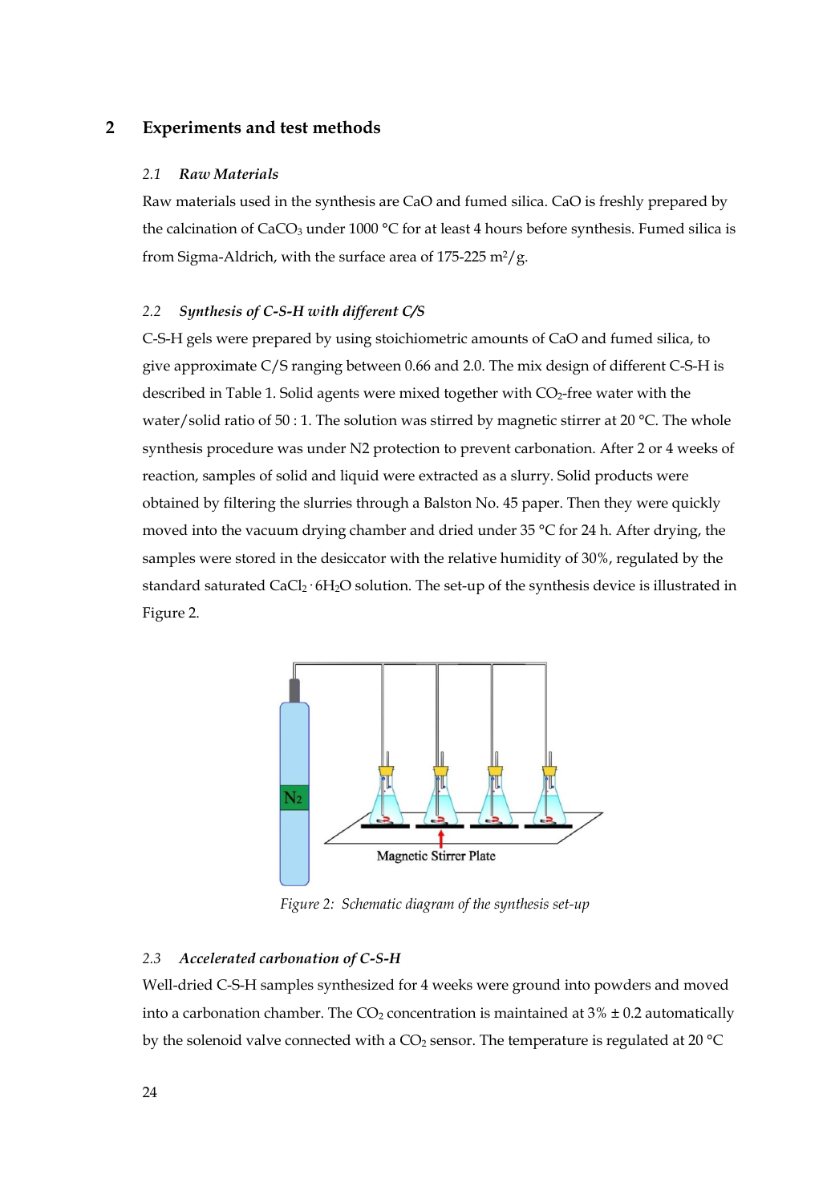## 2 Experiments and test methods

### 2.1 *Raw Materials*

Raw materials used in the synthesis are CaO and fumed silica. CaO is freshly prepared by the calcination of $CaCO_3$ under 1000 °C for at least 4 hours before synthesis. Fumed silica is from Sigma-Aldrich, with the surface area of 175-225 $m^2/g$.

### 2.2 *Synthesis of C-S-H with different C/S*

C-S-H gels were prepared by using stoichiometric amounts of CaO and fumed silica, to give approximate C/S ranging between 0.66 and 2.0. The mix design of different C-S-H is described in Table 1. Solid agents were mixed together with $CO_2$-free water with the water/solid ratio of 50 : 1. The solution was stirred by magnetic stirrer at 20 °C. The whole synthesis procedure was under N2 protection to prevent carbonation. After 2 or 4 weeks of reaction, samples of solid and liquid were extracted as a slurry. Solid products were obtained by filtering the slurries through a Balston No. 45 paper. Then they were quickly moved into the vacuum drying chamber and dried under 35 °C for 24 h. After drying, the samples were stored in the desiccator with the relative humidity of 30%, regulated by the standard saturated $CaCl_2 \cdot 6H_2O$ solution. The set-up of the synthesis device is illustrated in Figure 2.

*Figure 2: Schematic diagram of the synthesis set-up*

### 2.3 *Accelerated carbonation of C-S-H*

Well-dried C-S-H samples synthesized for 4 weeks were ground into powders and moved into a carbonation chamber. The $CO_2$ concentration is maintained at 3% ± 0.2 automatically by the solenoid valve connected with a $CO_2$ sensor. The temperature is regulated at 20 °C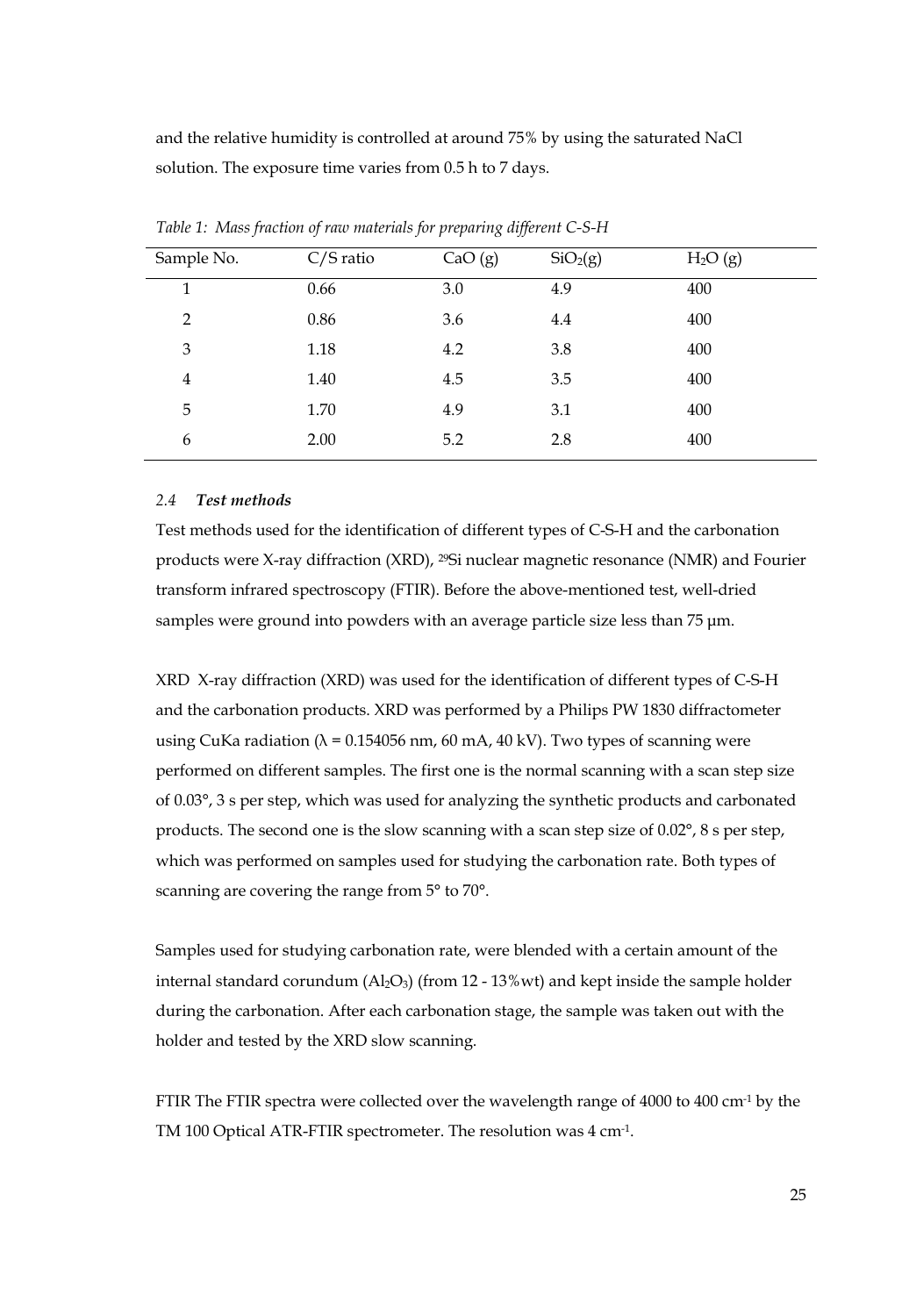and the relative humidity is controlled at around 75% by using the saturated NaCl solution. The exposure time varies from 0.5 h to 7 days.

*Table 1: Mass fraction of raw materials for preparing different C-S-H*

| Sample No. | C/S ratio | CaO (g) | $SiO_2$(g) | $H_2O$ (g) |
|---|---|---|---|---|
| 1 | 0.66 | 3.0 | 4.9 | 400 |
| 2 | 0.86 | 3.6 | 4.4 | 400 |
| 3 | 1.18 | 4.2 | 3.8 | 400 |
| 4 | 1.40 | 4.5 | 3.5 | 400 |
| 5 | 1.70 | 4.9 | 3.1 | 400 |
| 6 | 2.00 | 5.2 | 2.8 | 400 |

### *2.4 **Test methods***

Test methods used for the identification of different types of C-S-H and the carbonation products were X-ray diffraction (XRD), $^{29}$Si nuclear magnetic resonance (NMR) and Fourier transform infrared spectroscopy (FTIR). Before the above-mentioned test, well-dried samples were ground into powders with an average particle size less than 75 μm.

XRD X-ray diffraction (XRD) was used for the identification of different types of C-S-H and the carbonation products. XRD was performed by a Philips PW 1830 diffractometer using CuKa radiation (λ = 0.154056 nm, 60 mA, 40 kV). Two types of scanning were performed on different samples. The first one is the normal scanning with a scan step size of 0.03°, 3 s per step, which was used for analyzing the synthetic products and carbonated products. The second one is the slow scanning with a scan step size of 0.02°, 8 s per step, which was performed on samples used for studying the carbonation rate. Both types of scanning are covering the range from 5° to 70°.

Samples used for studying carbonation rate, were blended with a certain amount of the internal standard corundum ($Al_2O_3$) (from 12 - 13%wt) and kept inside the sample holder during the carbonation. After each carbonation stage, the sample was taken out with the holder and tested by the XRD slow scanning.

FTIR The FTIR spectra were collected over the wavelength range of 4000 to 400 $cm^{-1}$ by the TM 100 Optical ATR-FTIR spectrometer. The resolution was 4 $cm^{-1}$.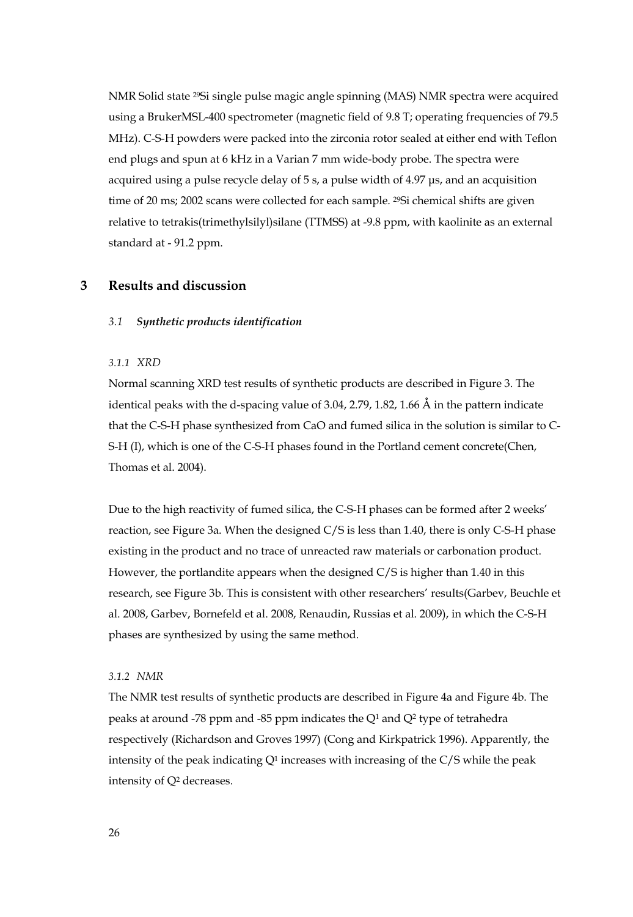NMR Solid state $^{29}Si$ single pulse magic angle spinning (MAS) NMR spectra were acquired using a BrukerMSL-400 spectrometer (magnetic field of 9.8 T; operating frequencies of 79.5 MHz). C-S-H powders were packed into the zirconia rotor sealed at either end with Teflon end plugs and spun at 6 kHz in a Varian 7 mm wide-body probe. The spectra were acquired using a pulse recycle delay of 5 s, a pulse width of 4.97 μs, and an acquisition time of 20 ms; 2002 scans were collected for each sample. $^{29}Si$ chemical shifts are given relative to tetrakis(trimethylsilyl)silane (TTMSS) at -9.8 ppm, with kaolinite as an external standard at - 91.2 ppm.

# 3 Results and discussion

## 3.1 *Synthetic products identification*

### *3.1.1 XRD*

Normal scanning XRD test results of synthetic products are described in Figure 3. The identical peaks with the d-spacing value of 3.04, 2.79, 1.82, 1.66 Å in the pattern indicate that the C-S-H phase synthesized from CaO and fumed silica in the solution is similar to C-S-H (I), which is one of the C-S-H phases found in the Portland cement concrete(Chen, Thomas et al. 2004).

Due to the high reactivity of fumed silica, the C-S-H phases can be formed after 2 weeks' reaction, see Figure 3a. When the designed C/S is less than 1.40, there is only C-S-H phase existing in the product and no trace of unreacted raw materials or carbonation product. However, the portlandite appears when the designed C/S is higher than 1.40 in this research, see Figure 3b. This is consistent with other researchers' results(Garbev, Beuchle et al. 2008, Garbev, Bornefeld et al. 2008, Renaudin, Russias et al. 2009), in which the C-S-H phases are synthesized by using the same method.

### *3.1.2 NMR*

The NMR test results of synthetic products are described in Figure 4a and Figure 4b. The peaks at around -78 ppm and -85 ppm indicates the $Q^1$ and $Q^2$ type of tetrahedra respectively (Richardson and Groves 1997) (Cong and Kirkpatrick 1996). Apparently, the intensity of the peak indicating $Q^1$ increases with increasing of the C/S while the peak intensity of $Q^2$ decreases.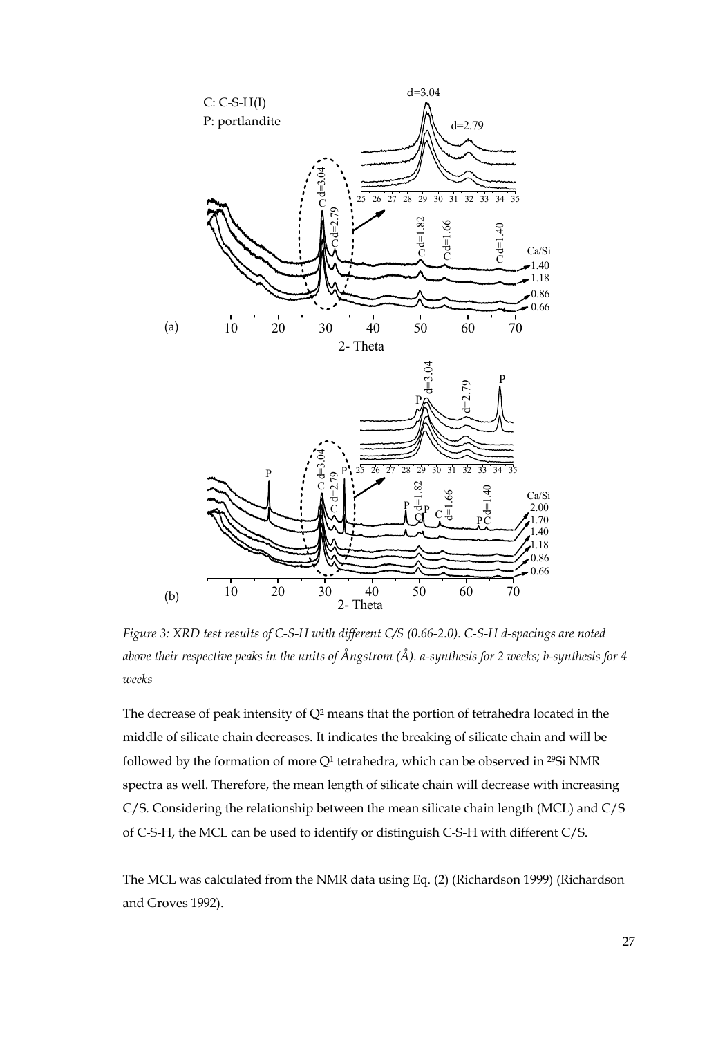Figure 3: XRD test results of C-S-H with different C/S (0.66-2.0). C-S-H d-spacings are noted above their respective peaks in the units of Ångstrom (Å). a-synthesis for 2 weeks; b-synthesis for 4 weeks

The decrease of peak intensity of $Q^2$ means that the portion of tetrahedra located in the middle of silicate chain decreases. It indicates the breaking of silicate chain and will be followed by the formation of more $Q^1$ tetrahedra, which can be observed in $^{29}Si$ NMR spectra as well. Therefore, the mean length of silicate chain will decrease with increasing C/S. Considering the relationship between the mean silicate chain length (MCL) and C/S of C-S-H, the MCL can be used to identify or distinguish C-S-H with different C/S.

The MCL was calculated from the NMR data using Eq. (2) (Richardson 1999) (Richardson and Groves 1992).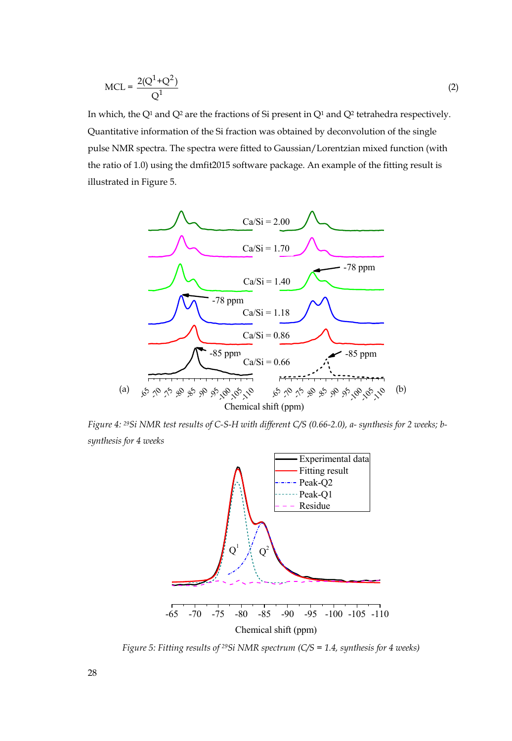$$MCL = \frac{2(Q^1+Q^2)}{Q^1} \quad (2)$$

In which, the $Q^1$ and $Q^2$ are the fractions of Si present in $Q^1$ and $Q^2$ tetrahedra respectively. Quantitative information of the Si fraction was obtained by deconvolution of the single pulse NMR spectra. The spectra were fitted to Gaussian/Lorentzian mixed function (with the ratio of 1.0) using the dmfit2015 software package. An example of the fitting result is illustrated in Figure 5.

*Figure 4: $^{29}$Si NMR test results of C-S-H with different C/S (0.66-2.0), a- synthesis for 2 weeks; b- synthesis for 4 weeks*

*Figure 5: Fitting results of $^{29}$Si NMR spectrum (C/S = 1.4, synthesis for 4 weeks)*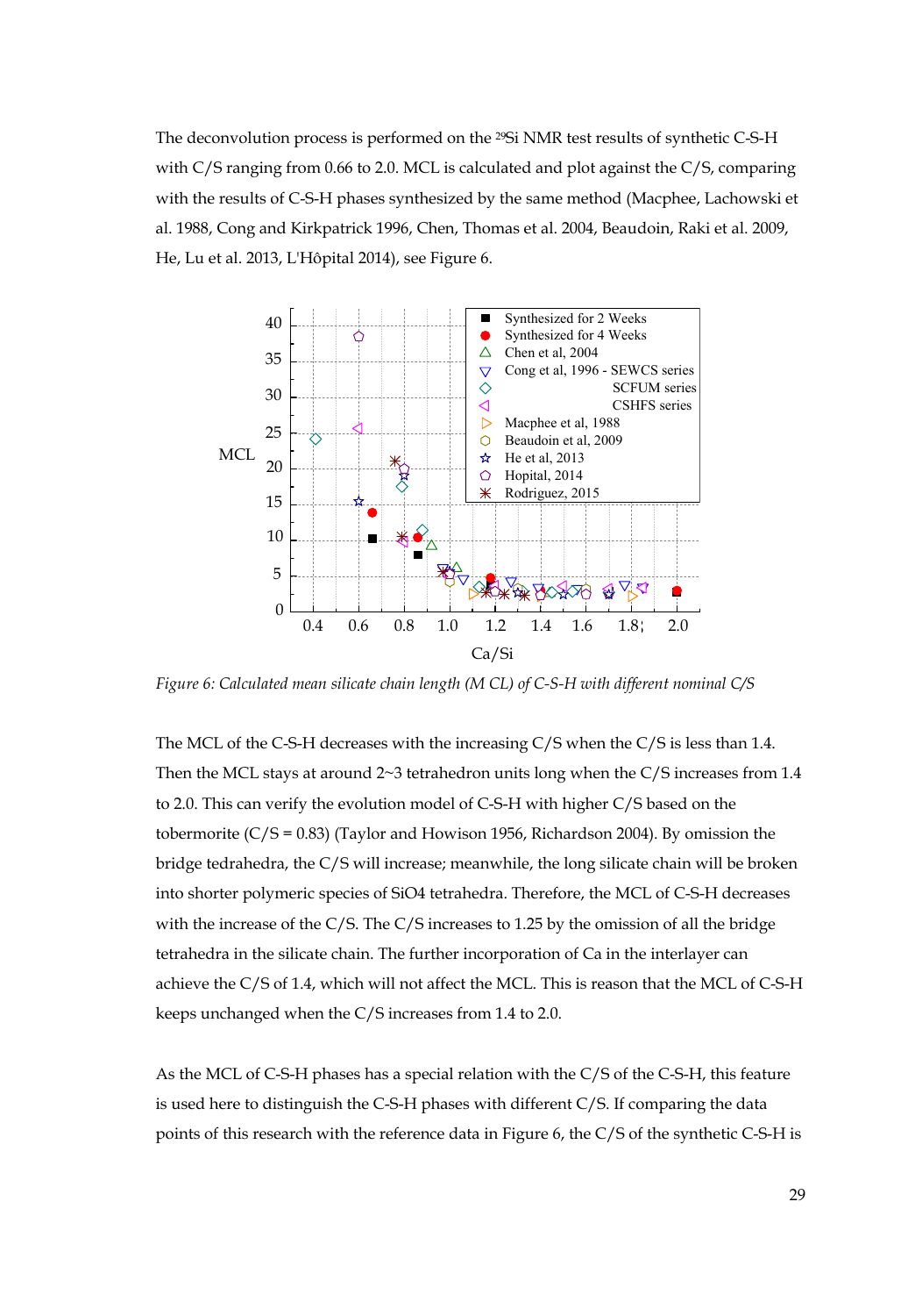The deconvolution process is performed on the $^{29}$Si NMR test results of synthetic C-S-H with C/S ranging from 0.66 to 2.0. MCL is calculated and plot against the C/S, comparing with the results of C-S-H phases synthesized by the same method (Macphee, Lachowski et al. 1988, Cong and Kirkpatrick 1996, Chen, Thomas et al. 2004, Beaudoin, Raki et al. 2009, He, Lu et al. 2013, L'Hôpital 2014), see Figure 6.

*Figure 6: Calculated mean silicate chain length (M CL) of C-S-H with different nominal C/S*

The MCL of the C-S-H decreases with the increasing C/S when the C/S is less than 1.4. Then the MCL stays at around 2~3 tetrahedron units long when the C/S increases from 1.4 to 2.0. This can verify the evolution model of C-S-H with higher C/S based on the tobermorite (C/S = 0.83) (Taylor and Howison 1956, Richardson 2004). By omission the bridge tedrahedra, the C/S will increase; meanwhile, the long silicate chain will be broken into shorter polymeric species of SiO4 tetrahedra. Therefore, the MCL of C-S-H decreases with the increase of the C/S. The C/S increases to 1.25 by the omission of all the bridge tetrahedra in the silicate chain. The further incorporation of Ca in the interlayer can achieve the C/S of 1.4, which will not affect the MCL. This is reason that the MCL of C-S-H keeps unchanged when the C/S increases from 1.4 to 2.0.

As the MCL of C-S-H phases has a special relation with the C/S of the C-S-H, this feature is used here to distinguish the C-S-H phases with different C/S. If comparing the data points of this research with the reference data in Figure 6, the C/S of the synthetic C-S-H is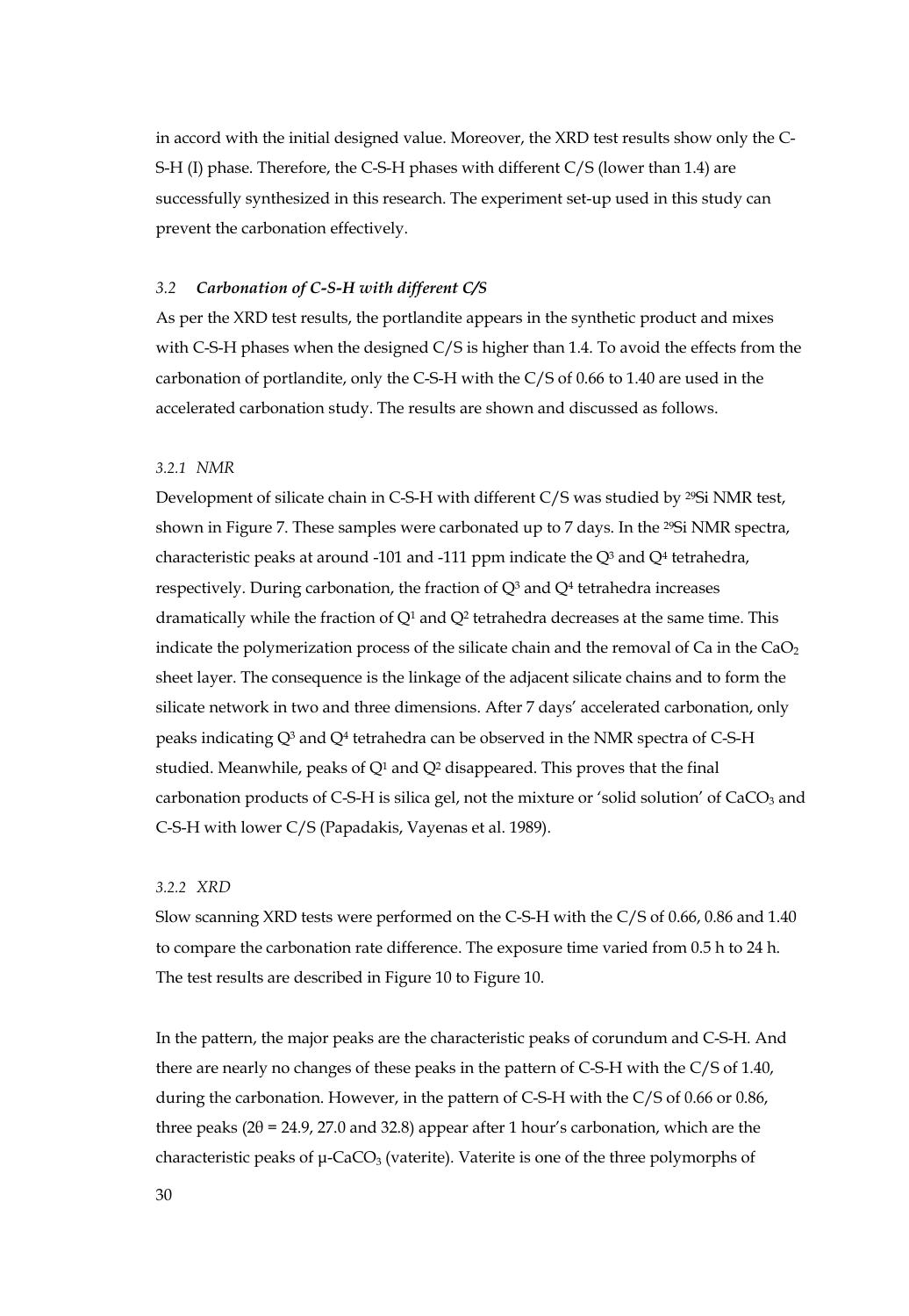in accord with the initial designed value. Moreover, the XRD test results show only the C-S-H (I) phase. Therefore, the C-S-H phases with different C/S (lower than 1.4) are successfully synthesized in this research. The experiment set-up used in this study can prevent the carbonation effectively.

### *3.2 Carbonation of C-S-H with different C/S*

As per the XRD test results, the portlandite appears in the synthetic product and mixes with C-S-H phases when the designed C/S is higher than 1.4. To avoid the effects from the carbonation of portlandite, only the C-S-H with the C/S of 0.66 to 1.40 are used in the accelerated carbonation study. The results are shown and discussed as follows.

#### *3.2.1 NMR*

Development of silicate chain in C-S-H with different C/S was studied by $^{29}$Si NMR test, shown in Figure 7. These samples were carbonated up to 7 days. In the $^{29}$Si NMR spectra, characteristic peaks at around -101 and -111 ppm indicate the $Q^3$ and $Q^4$ tetrahedra, respectively. During carbonation, the fraction of $Q^3$ and $Q^4$ tetrahedra increases dramatically while the fraction of $Q^1$ and $Q^2$ tetrahedra decreases at the same time. This indicate the polymerization process of the silicate chain and the removal of Ca in the $CaO_2$ sheet layer. The consequence is the linkage of the adjacent silicate chains and to form the silicate network in two and three dimensions. After 7 days' accelerated carbonation, only peaks indicating $Q^3$ and $Q^4$ tetrahedra can be observed in the NMR spectra of C-S-H studied. Meanwhile, peaks of $Q^1$ and $Q^2$ disappeared. This proves that the final carbonation products of C-S-H is silica gel, not the mixture or 'solid solution' of $CaCO_3$ and C-S-H with lower C/S (Papadakis, Vayenas et al. 1989).

#### *3.2.2 XRD*

Slow scanning XRD tests were performed on the C-S-H with the C/S of 0.66, 0.86 and 1.40 to compare the carbonation rate difference. The exposure time varied from 0.5 h to 24 h. The test results are described in Figure 10 to Figure 10.

In the pattern, the major peaks are the characteristic peaks of corundum and C-S-H. And there are nearly no changes of these peaks in the pattern of C-S-H with the C/S of 1.40, during the carbonation. However, in the pattern of C-S-H with the C/S of 0.66 or 0.86, three peaks ($2\theta$ = 24.9, 27.0 and 32.8) appear after 1 hour's carbonation, which are the characteristic peaks of $\mu$-$CaCO_3$ (vaterite). Vaterite is one of the three polymorphs of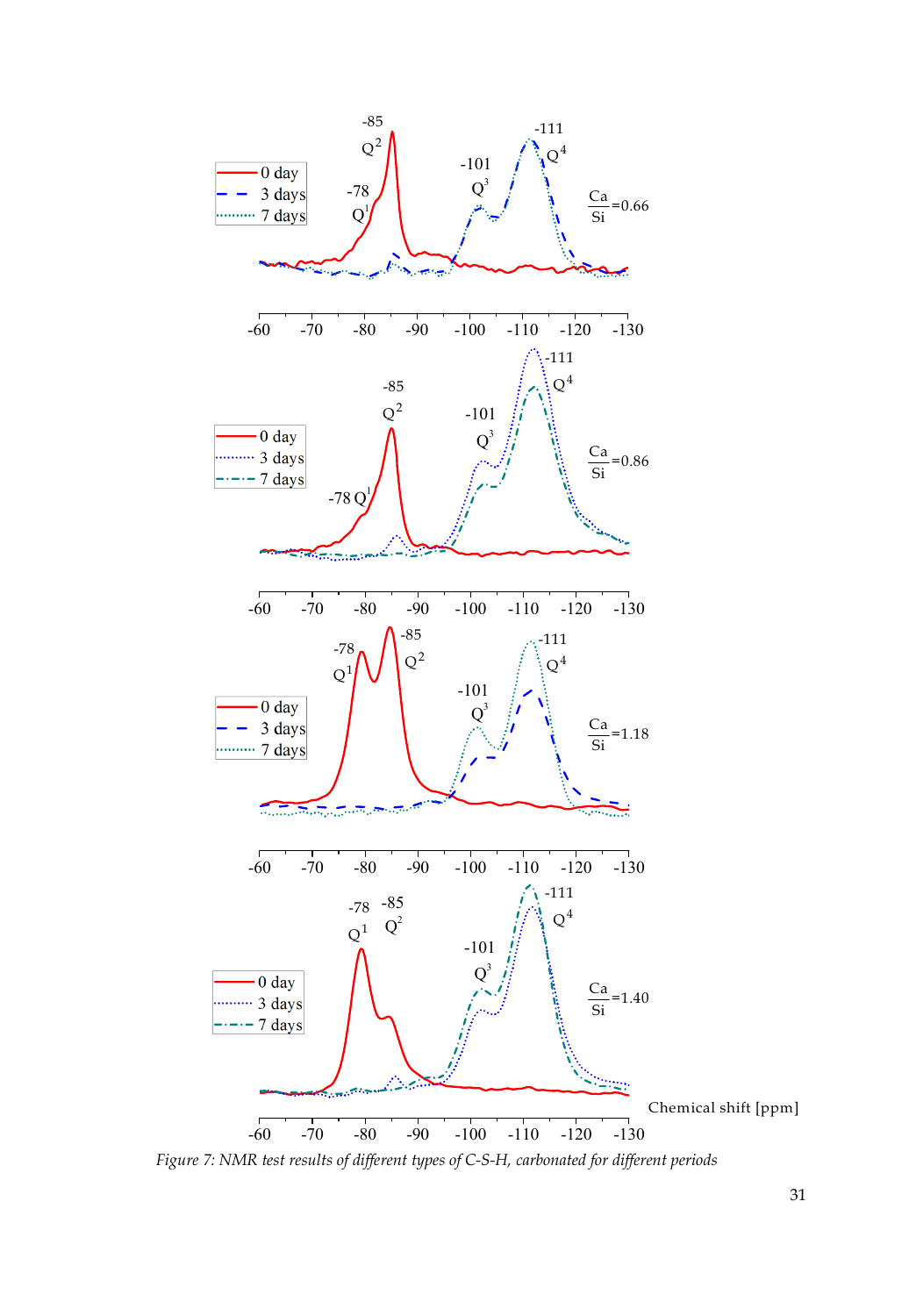Figure 7: NMR test results of different types of C-S-H, carbonated for different periods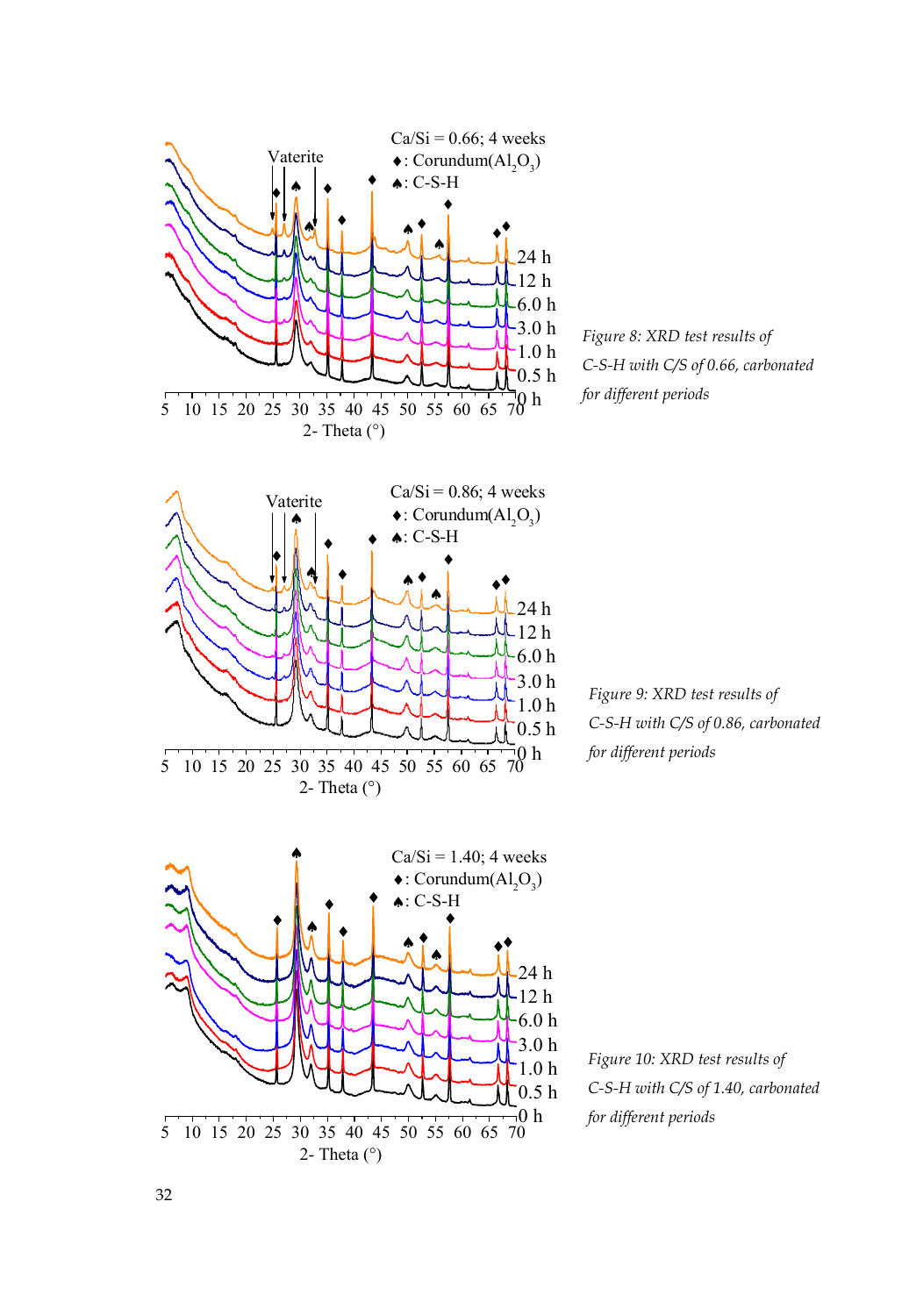*Figure 8: XRD test results of C-S-H with C/S of 0.66, carbonated for different periods*

*Figure 9: XRD test results of C-S-H with C/S of 0.86, carbonated for different periods*

*Figure 10: XRD test results of C-S-H with C/S of 1.40, carbonated for different periods*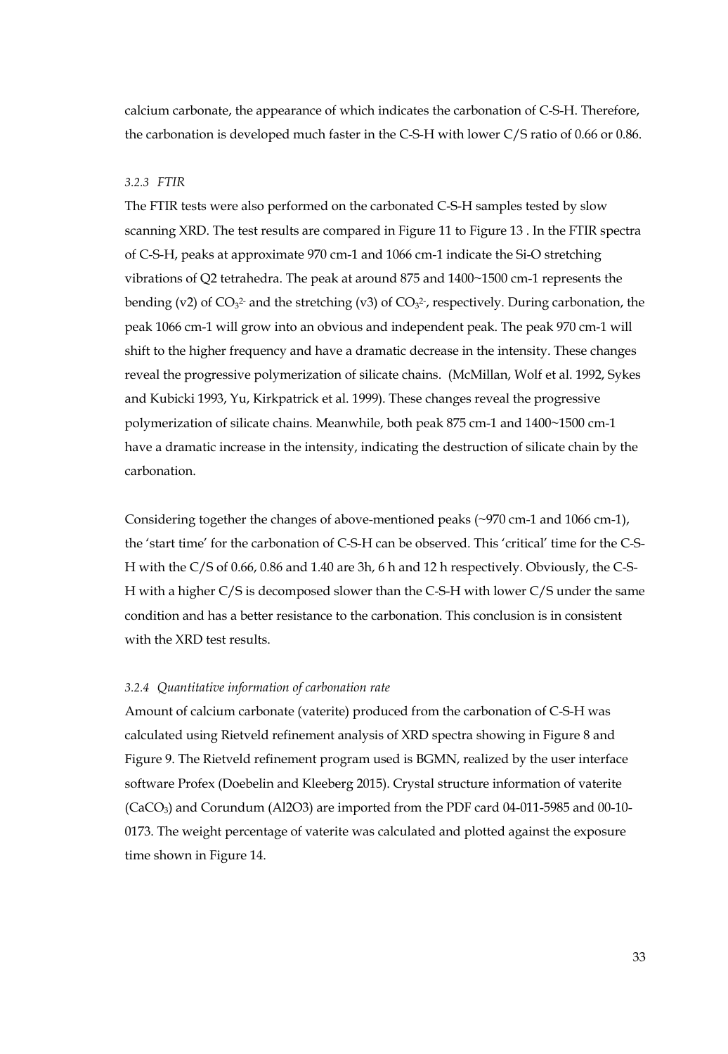calcium carbonate, the appearance of which indicates the carbonation of C-S-H. Therefore, the carbonation is developed much faster in the C-S-H with lower C/S ratio of 0.66 or 0.86.

### *3.2.3 FTIR*

The FTIR tests were also performed on the carbonated C-S-H samples tested by slow scanning XRD. The test results are compared in Figure 11 to Figure 13 . In the FTIR spectra of C-S-H, peaks at approximate 970 cm-1 and 1066 cm-1 indicate the Si-O stretching vibrations of Q2 tetrahedra. The peak at around 875 and 1400~1500 cm-1 represents the bending (v2) of $CO_3^{2-}$ and the stretching (v3) of $CO_3^{2-}$, respectively. During carbonation, the peak 1066 cm-1 will grow into an obvious and independent peak. The peak 970 cm-1 will shift to the higher frequency and have a dramatic decrease in the intensity. These changes reveal the progressive polymerization of silicate chains. (McMillan, Wolf et al. 1992, Sykes and Kubicki 1993, Yu, Kirkpatrick et al. 1999). These changes reveal the progressive polymerization of silicate chains. Meanwhile, both peak 875 cm-1 and 1400~1500 cm-1 have a dramatic increase in the intensity, indicating the destruction of silicate chain by the carbonation.

Considering together the changes of above-mentioned peaks (~970 cm-1 and 1066 cm-1), the 'start time' for the carbonation of C-S-H can be observed. This 'critical' time for the C-S-H with the C/S of 0.66, 0.86 and 1.40 are 3h, 6 h and 12 h respectively. Obviously, the C-S-H with a higher C/S is decomposed slower than the C-S-H with lower C/S under the same condition and has a better resistance to the carbonation. This conclusion is in consistent with the XRD test results.

### *3.2.4 Quantitative information of carbonation rate*

Amount of calcium carbonate (vaterite) produced from the carbonation of C-S-H was calculated using Rietveld refinement analysis of XRD spectra showing in Figure 8 and Figure 9. The Rietveld refinement program used is BGMN, realized by the user interface software Profex (Doebelin and Kleeberg 2015). Crystal structure information of vaterite ($CaCO_3$) and Corundum (Al2O3) are imported from the PDF card 04-011-5985 and 00-10-0173. The weight percentage of vaterite was calculated and plotted against the exposure time shown in Figure 14.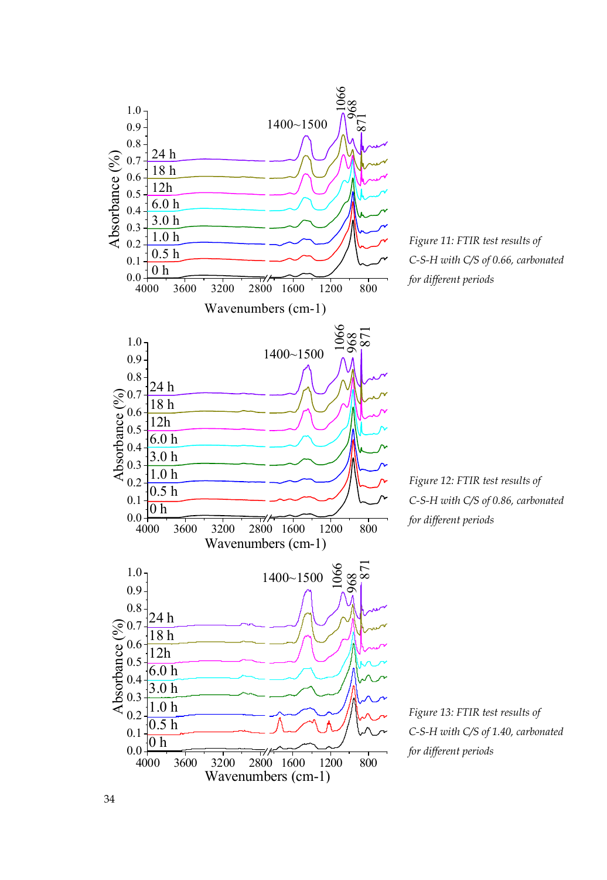*Figure 11: FTIR test results of C-S-H with C/S of 0.66, carbonated for different periods*

*Figure 12: FTIR test results of C-S-H with C/S of 0.86, carbonated for different periods*

*Figure 13: FTIR test results of C-S-H with C/S of 1.40, carbonated for different periods*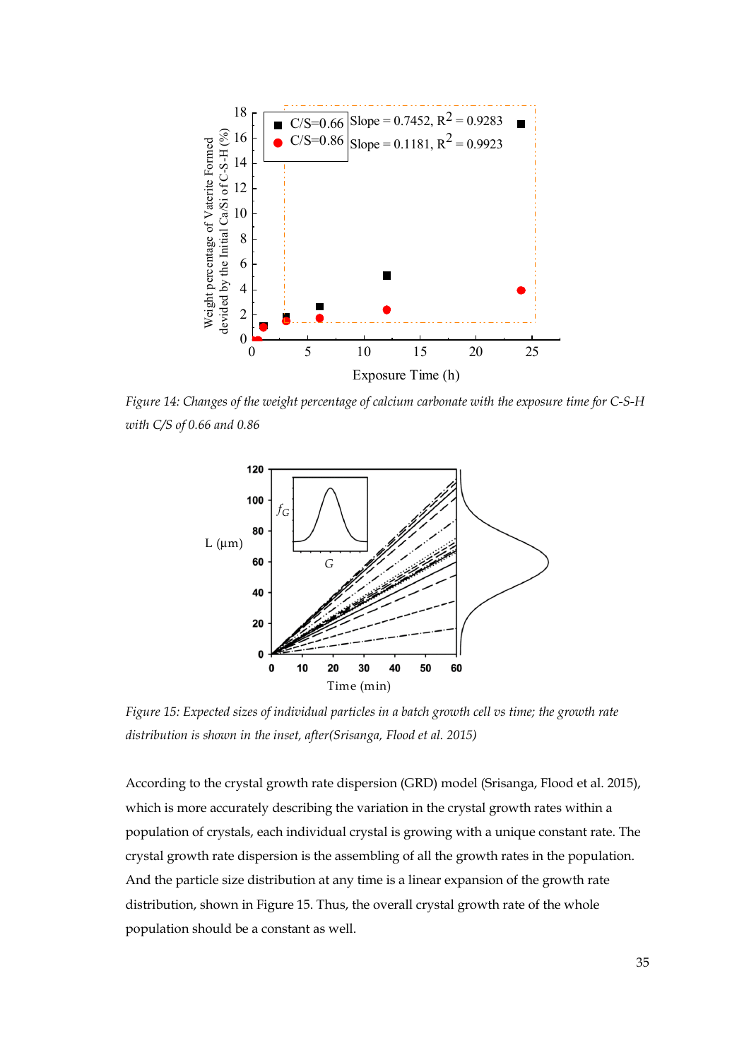*Figure 14: Changes of the weight percentage of calcium carbonate with the exposure time for C-S-H with C/S of 0.66 and 0.86*

*Figure 15: Expected sizes of individual particles in a batch growth cell vs time; the growth rate distribution is shown in the inset, after(Srisanga, Flood et al. 2015)*

According to the crystal growth rate dispersion (GRD) model (Srisanga, Flood et al. 2015), which is more accurately describing the variation in the crystal growth rates within a population of crystals, each individual crystal is growing with a unique constant rate. The crystal growth rate dispersion is the assembling of all the growth rates in the population. And the particle size distribution at any time is a linear expansion of the growth rate distribution, shown in Figure 15. Thus, the overall crystal growth rate of the whole population should be a constant as well.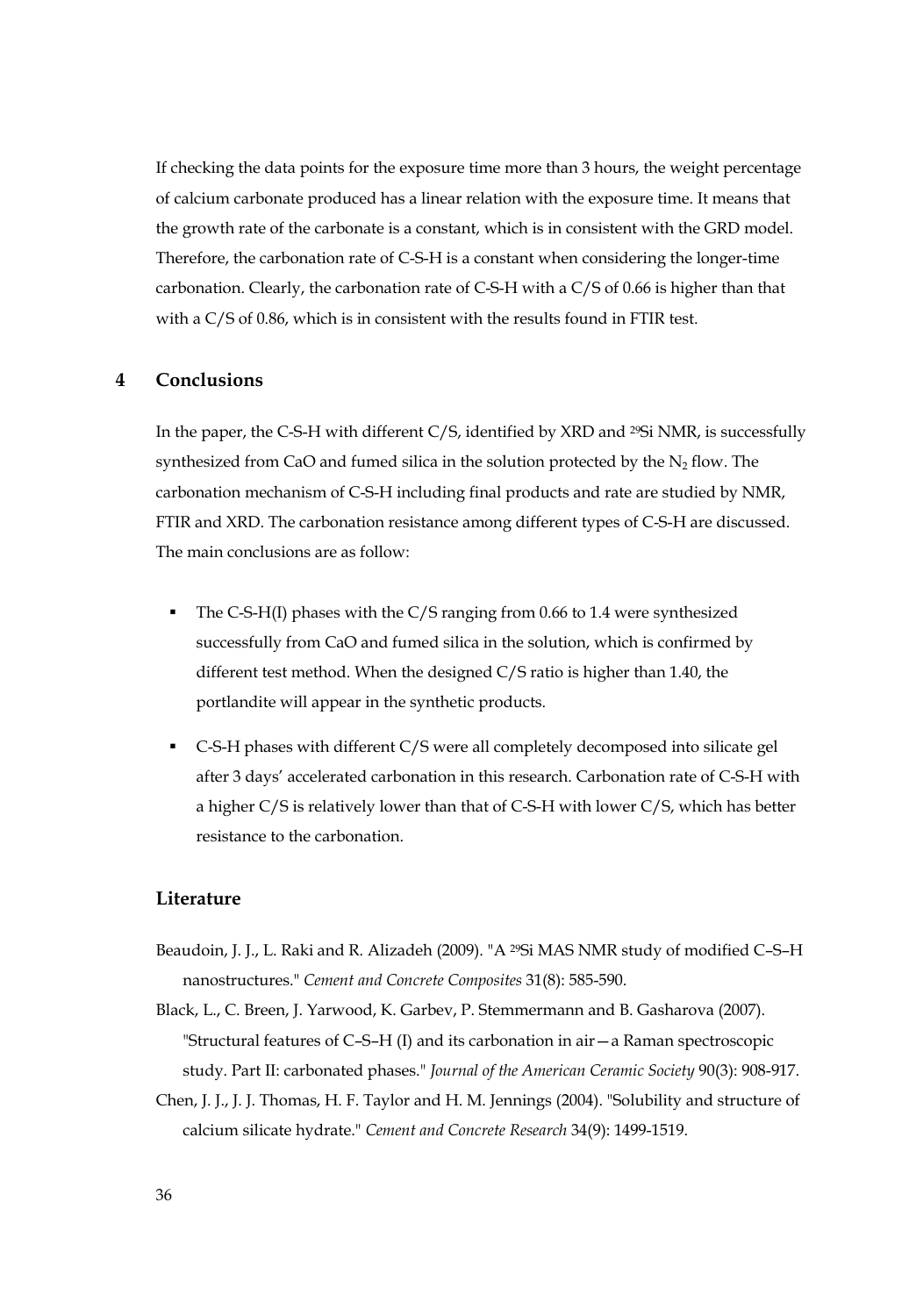If checking the data points for the exposure time more than 3 hours, the weight percentage of calcium carbonate produced has a linear relation with the exposure time. It means that the growth rate of the carbonate is a constant, which is in consistent with the GRD model. Therefore, the carbonation rate of C-S-H is a constant when considering the longer-time carbonation. Clearly, the carbonation rate of C-S-H with a C/S of 0.66 is higher than that with a C/S of 0.86, which is in consistent with the results found in FTIR test.

## 4 Conclusions

In the paper, the C-S-H with different C/S, identified by XRD and $^{29}$Si NMR, is successfully synthesized from CaO and fumed silica in the solution protected by the $N_2$ flow. The carbonation mechanism of C-S-H including final products and rate are studied by NMR, FTIR and XRD. The carbonation resistance among different types of C-S-H are discussed. The main conclusions are as follow:

- The C-S-H(I) phases with the C/S ranging from 0.66 to 1.4 were synthesized successfully from CaO and fumed silica in the solution, which is confirmed by different test method. When the designed C/S ratio is higher than 1.40, the portlandite will appear in the synthetic products.
- C-S-H phases with different C/S were all completely decomposed into silicate gel after 3 days' accelerated carbonation in this research. Carbonation rate of C-S-H with a higher C/S is relatively lower than that of C-S-H with lower C/S, which has better resistance to the carbonation.

### Literature

Beaudoin, J. J., L. Raki and R. Alizadeh (2009). "A $^{29}$Si MAS NMR study of modified C–S–H nanostructures." *Cement and Concrete Composites* 31(8): 585-590.

Black, L., C. Breen, J. Yarwood, K. Garbev, P. Stemmermann and B. Gasharova (2007). "Structural features of C–S–H (I) and its carbonation in air—a Raman spectroscopic study. Part II: carbonated phases." *Journal of the American Ceramic Society* 90(3): 908-917.

Chen, J. J., J. J. Thomas, H. F. Taylor and H. M. Jennings (2004). "Solubility and structure of calcium silicate hydrate." *Cement and Concrete Research* 34(9): 1499-1519.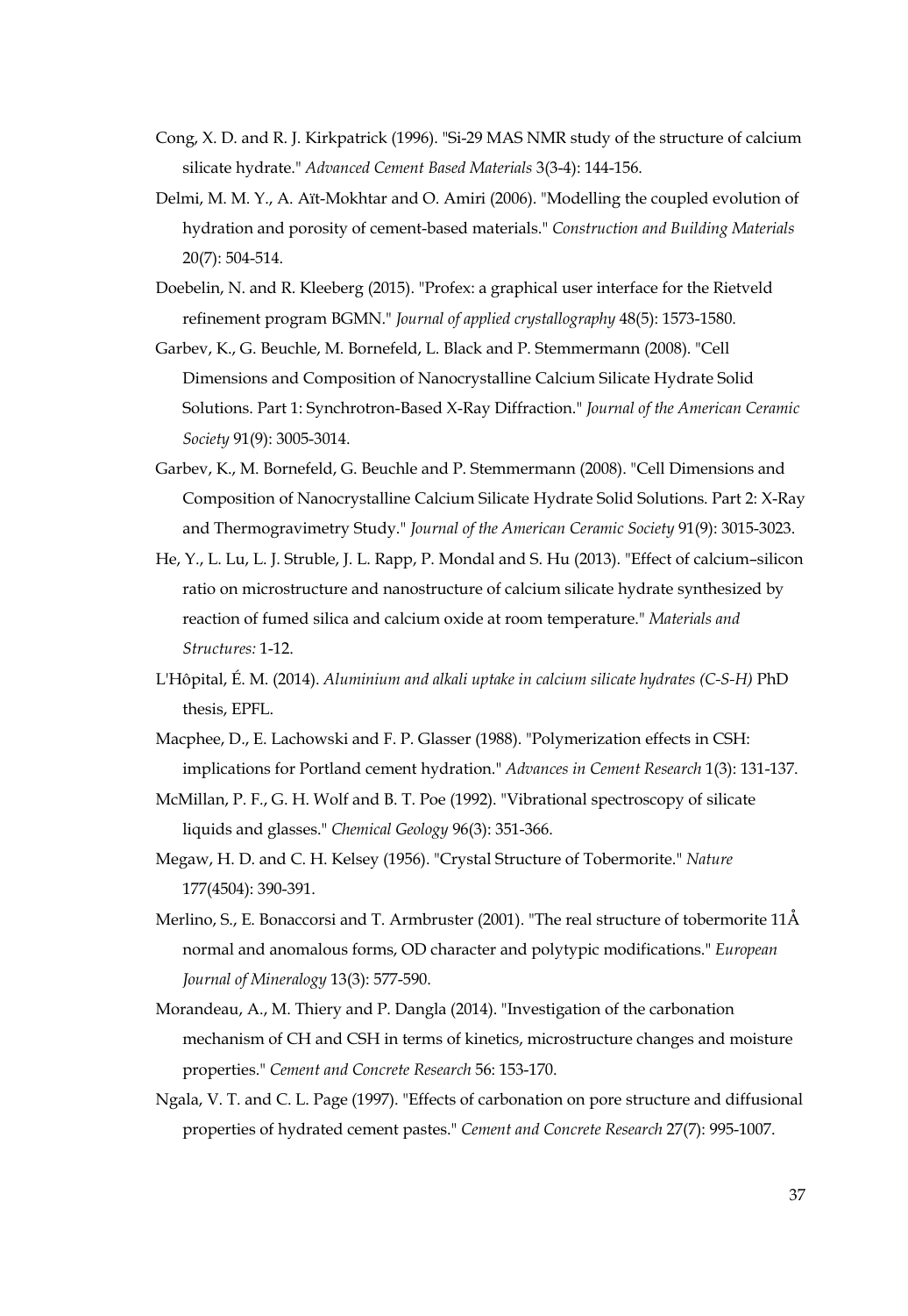Cong, X. D. and R. J. Kirkpatrick (1996). "Si-29 MAS NMR study of the structure of calcium silicate hydrate." *Advanced Cement Based Materials* 3(3-4): 144-156.

Delmi, M. M. Y., A. Aït-Mokhtar and O. Amiri (2006). "Modelling the coupled evolution of hydration and porosity of cement-based materials." *Construction and Building Materials* 20(7): 504-514.

Doebelin, N. and R. Kleeberg (2015). "Profex: a graphical user interface for the Rietveld refinement program BGMN." *Journal of applied crystallography* 48(5): 1573-1580.

Garbev, K., G. Beuchle, M. Bornefeld, L. Black and P. Stemmermann (2008). "Cell Dimensions and Composition of Nanocrystalline Calcium Silicate Hydrate Solid Solutions. Part 1: Synchrotron-Based X-Ray Diffraction." *Journal of the American Ceramic Society* 91(9): 3005-3014.

Garbev, K., M. Bornefeld, G. Beuchle and P. Stemmermann (2008). "Cell Dimensions and Composition of Nanocrystalline Calcium Silicate Hydrate Solid Solutions. Part 2: X-Ray and Thermogravimetry Study." *Journal of the American Ceramic Society* 91(9): 3015-3023.

He, Y., L. Lu, L. J. Struble, J. L. Rapp, P. Mondal and S. Hu (2013). "Effect of calcium–silicon ratio on microstructure and nanostructure of calcium silicate hydrate synthesized by reaction of fumed silica and calcium oxide at room temperature." *Materials and Structures:* 1-12.

L'Hôpital, É. M. (2014). *Aluminium and alkali uptake in calcium silicate hydrates (C-S-H)* PhD thesis, EPFL.

Macphee, D., E. Lachowski and F. P. Glasser (1988). "Polymerization effects in CSH: implications for Portland cement hydration." *Advances in Cement Research* 1(3): 131-137.

McMillan, P. F., G. H. Wolf and B. T. Poe (1992). "Vibrational spectroscopy of silicate liquids and glasses." *Chemical Geology* 96(3): 351-366.

Megaw, H. D. and C. H. Kelsey (1956). "Crystal Structure of Tobermorite." *Nature* 177(4504): 390-391.

Merlino, S., E. Bonaccorsi and T. Armbruster (2001). "The real structure of tobermorite 11Å normal and anomalous forms, OD character and polytypic modifications." *European Journal of Mineralogy* 13(3): 577-590.

Morandeau, A., M. Thiery and P. Dangla (2014). "Investigation of the carbonation mechanism of CH and CSH in terms of kinetics, microstructure changes and moisture properties." *Cement and Concrete Research* 56: 153-170.

Ngala, V. T. and C. L. Page (1997). "Effects of carbonation on pore structure and diffusional properties of hydrated cement pastes." *Cement and Concrete Research* 27(7): 995-1007.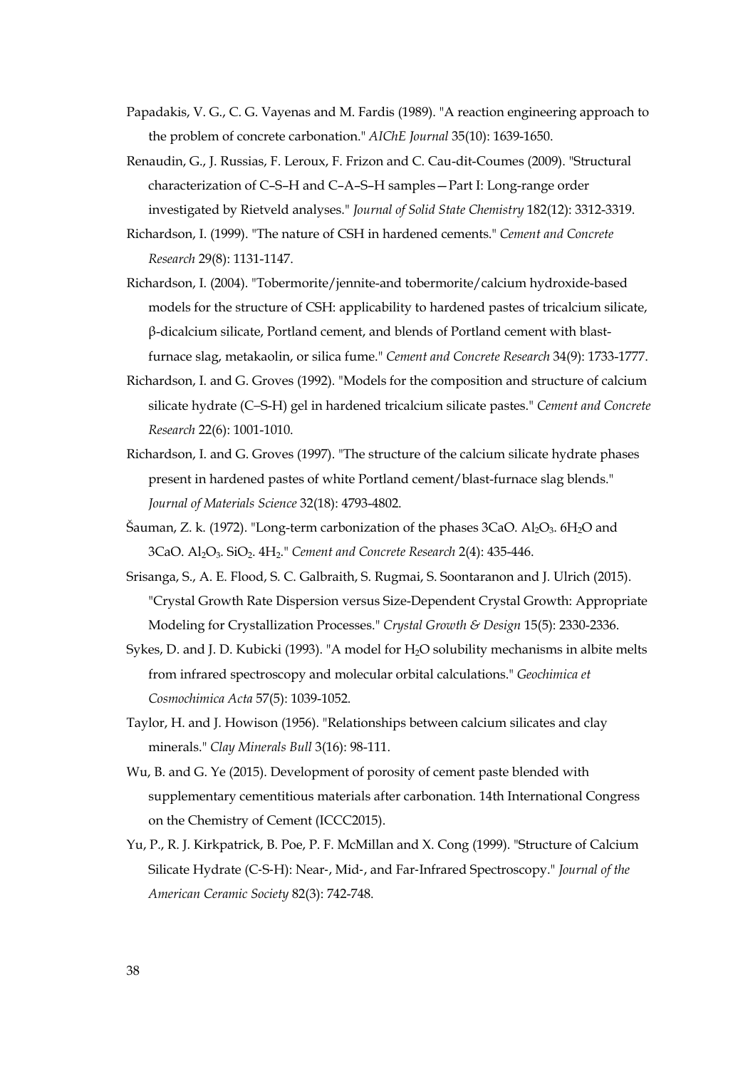Papadakis, V. G., C. G. Vayenas and M. Fardis (1989). "A reaction engineering approach to the problem of concrete carbonation." *AIChE Journal* 35(10): 1639-1650.

Renaudin, G., J. Russias, F. Leroux, F. Frizon and C. Cau-dit-Coumes (2009). "Structural characterization of C–S–H and C–A–S–H samples—Part I: Long-range order investigated by Rietveld analyses." *Journal of Solid State Chemistry* 182(12): 3312-3319.

Richardson, I. (1999). "The nature of CSH in hardened cements." *Cement and Concrete Research* 29(8): 1131-1147.

Richardson, I. (2004). "Tobermorite/jennite-and tobermorite/calcium hydroxide-based models for the structure of CSH: applicability to hardened pastes of tricalcium silicate, β-dicalcium silicate, Portland cement, and blends of Portland cement with blast-furnace slag, metakaolin, or silica fume." *Cement and Concrete Research* 34(9): 1733-1777.

Richardson, I. and G. Groves (1992). "Models for the composition and structure of calcium silicate hydrate (C–S-H) gel in hardened tricalcium silicate pastes." *Cement and Concrete Research* 22(6): 1001-1010.

Richardson, I. and G. Groves (1997). "The structure of the calcium silicate hydrate phases present in hardened pastes of white Portland cement/blast-furnace slag blends." *Journal of Materials Science* 32(18): 4793-4802.

Šauman, Z. k. (1972). "Long-term carbonization of the phases 3CaO. $Al_2O_3$. $6H_2O$ and 3CaO. $Al_2O_3$. $SiO_2$. $4H_2$." *Cement and Concrete Research* 2(4): 435-446.

Srisanga, S., A. E. Flood, S. C. Galbraith, S. Rugmai, S. Soontaranon and J. Ulrich (2015). "Crystal Growth Rate Dispersion versus Size-Dependent Crystal Growth: Appropriate Modeling for Crystallization Processes." *Crystal Growth & Design* 15(5): 2330-2336.

Sykes, D. and J. D. Kubicki (1993). "A model for $H_2O$ solubility mechanisms in albite melts from infrared spectroscopy and molecular orbital calculations." *Geochimica et Cosmochimica Acta* 57(5): 1039-1052.

Taylor, H. and J. Howison (1956). "Relationships between calcium silicates and clay minerals." *Clay Minerals Bull* 3(16): 98-111.

Wu, B. and G. Ye (2015). Development of porosity of cement paste blended with supplementary cementitious materials after carbonation. 14th International Congress on the Chemistry of Cement (ICCC2015).

Yu, P., R. J. Kirkpatrick, B. Poe, P. F. McMillan and X. Cong (1999). "Structure of Calcium Silicate Hydrate (C-S-H): Near-, Mid-, and Far-Infrared Spectroscopy." *Journal of the American Ceramic Society* 82(3): 742-748.